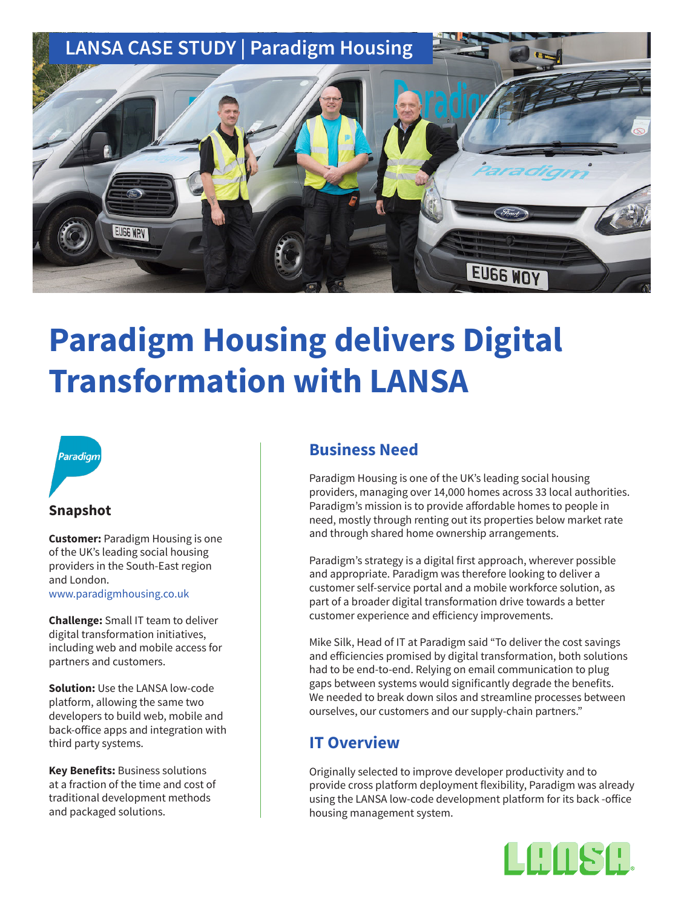LANSA CASE STUDY | Paradigm Housing

# Paradigm Housing delivers Digital Transformation with LANSA

## Snapshot

**Customer:** Paradigm Housing is one of the UK's leading social housing providers in the South-East region and London.
www.paradigmhousing.co.uk

**Challenge:** Small IT team to deliver digital transformation initiatives, including web and mobile access for partners and customers.

**Solution:** Use the LANSA low-code platform, allowing the same two developers to build web, mobile and back-office apps and integration with third party systems.

**Key Benefits:** Business solutions at a fraction of the time and cost of traditional development methods and packaged solutions.

## Business Need

Paradigm Housing is one of the UK's leading social housing providers, managing over 14,000 homes across 33 local authorities. Paradigm's mission is to provide affordable homes to people in need, mostly through renting out its properties below market rate and through shared home ownership arrangements.

Paradigm's strategy is a digital first approach, wherever possible and appropriate. Paradigm was therefore looking to deliver a customer self-service portal and a mobile workforce solution, as part of a broader digital transformation drive towards a better customer experience and efficiency improvements.

Mike Silk, Head of IT at Paradigm said "To deliver the cost savings and efficiencies promised by digital transformation, both solutions had to be end-to-end. Relying on email communication to plug gaps between systems would significantly degrade the benefits. We needed to break down silos and streamline processes between ourselves, our customers and our supply-chain partners."

## IT Overview

Originally selected to improve developer productivity and to provide cross platform deployment flexibility, Paradigm was already using the LANSA low-code development platform for its back -office housing management system.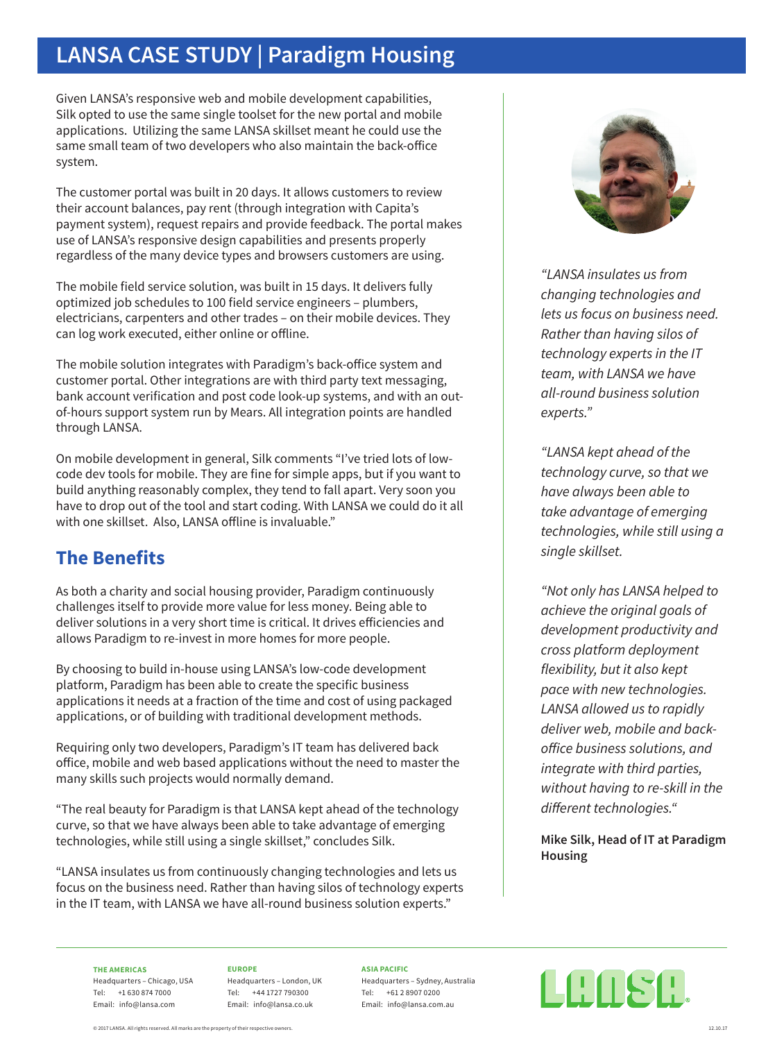# LANSA CASE STUDY | Paradigm Housing

Given LANSA's responsive web and mobile development capabilities, Silk opted to use the same single toolset for the new portal and mobile applications. Utilizing the same LANSA skillset meant he could use the same small team of two developers who also maintain the back-office system.

The customer portal was built in 20 days. It allows customers to review their account balances, pay rent (through integration with Capita's payment system), request repairs and provide feedback. The portal makes use of LANSA's responsive design capabilities and presents properly regardless of the many device types and browsers customers are using.

The mobile field service solution, was built in 15 days. It delivers fully optimized job schedules to 100 field service engineers – plumbers, electricians, carpenters and other trades – on their mobile devices. They can log work executed, either online or offline.

The mobile solution integrates with Paradigm's back-office system and customer portal. Other integrations are with third party text messaging, bank account verification and post code look-up systems, and with an out-of-hours support system run by Mears. All integration points are handled through LANSA.

On mobile development in general, Silk comments "I've tried lots of low-code dev tools for mobile. They are fine for simple apps, but if you want to build anything reasonably complex, they tend to fall apart. Very soon you have to drop out of the tool and start coding. With LANSA we could do it all with one skillset. Also, LANSA offline is invaluable."

## The Benefits

As both a charity and social housing provider, Paradigm continuously challenges itself to provide more value for less money. Being able to deliver solutions in a very short time is critical. It drives efficiencies and allows Paradigm to re-invest in more homes for more people.

By choosing to build in-house using LANSA's low-code development platform, Paradigm has been able to create the specific business applications it needs at a fraction of the time and cost of using packaged applications, or of building with traditional development methods.

Requiring only two developers, Paradigm's IT team has delivered back office, mobile and web based applications without the need to master the many skills such projects would normally demand.

"The real beauty for Paradigm is that LANSA kept ahead of the technology curve, so that we have always been able to take advantage of emerging technologies, while still using a single skillset," concludes Silk.

"LANSA insulates us from continuously changing technologies and lets us focus on the business need. Rather than having silos of technology experts in the IT team, with LANSA we have all-round business solution experts."

*"LANSA insulates us from changing technologies and lets us focus on business need. Rather than having silos of technology experts in the IT team, with LANSA we have all-round business solution experts."*

*"LANSA kept ahead of the technology curve, so that we have always been able to take advantage of emerging technologies, while still using a single skillset.*

*"Not only has LANSA helped to achieve the original goals of development productivity and cross platform deployment flexibility, but it also kept pace with new technologies. LANSA allowed us to rapidly deliver web, mobile and back-office business solutions, and integrate with third parties, without having to re-skill in the different technologies."*

**Mike Silk, Head of IT at Paradigm Housing**

**THE AMERICAS**
Headquarters – Chicago, USA
Tel: +1 630 874 7000
Email: info@lansa.com

**EUROPE**
Headquarters – London, UK
Tel: +44 1727 790300
Email: info@lansa.co.uk

**ASIA PACIFIC**
Headquarters – Sydney, Australia
Tel: +61 2 8907 0200
Email: info@lansa.com.au

LANSA®

© 2017 LANSA. All rights reserved. All marks are the property of their respective owners.

12.10.17